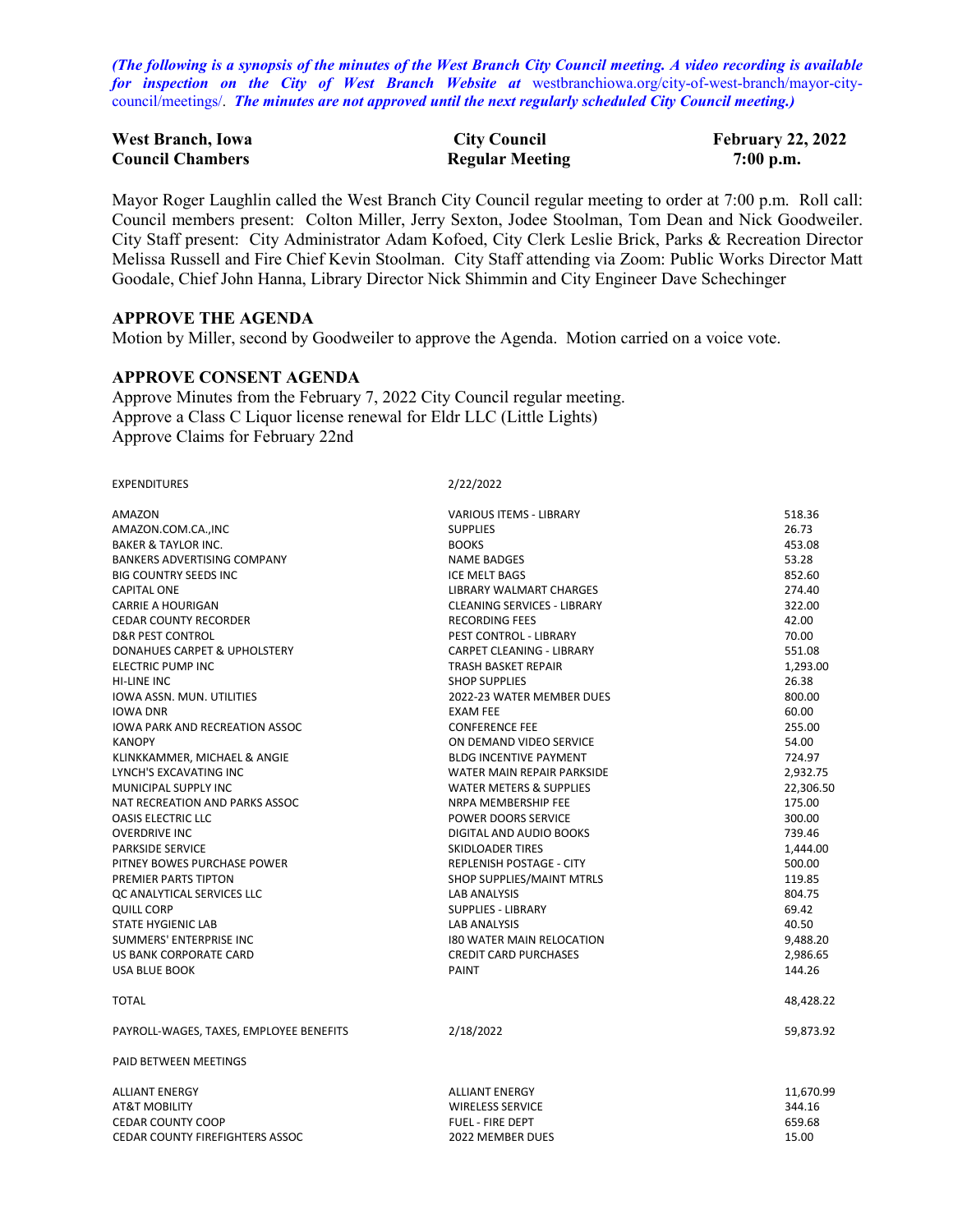*(The following is a synopsis of the minutes of the West Branch City Council meeting. A video recording is available for inspection on the City of West Branch Website at* westbranchiowa.org/city-of-west-branch/mayor-city-council/meetings/. *The minutes are not approved until the next regularly scheduled City Council meeting.)*

| **West Branch, Iowa** | **City Council** | **February 22, 2022** |
|---|---|---|
| **Council Chambers** | **Regular Meeting** | **7:00 p.m.** |

Mayor Roger Laughlin called the West Branch City Council regular meeting to order at 7:00 p.m. Roll call: Council members present: Colton Miller, Jerry Sexton, Jodee Stoolman, Tom Dean and Nick Goodweiler. City Staff present: City Administrator Adam Kofoed, City Clerk Leslie Brick, Parks & Recreation Director Melissa Russell and Fire Chief Kevin Stoolman. City Staff attending via Zoom: Public Works Director Matt Goodale, Chief John Hanna, Library Director Nick Shimmin and City Engineer Dave Schechinger

## APPROVE THE AGENDA

Motion by Miller, second by Goodweiler to approve the Agenda. Motion carried on a voice vote.

## APPROVE CONSENT AGENDA

Approve Minutes from the February 7, 2022 City Council regular meeting.
Approve a Class C Liquor license renewal for Eldr LLC (Little Lights)
Approve Claims for February 22nd

| EXPENDITURES | 2/22/2022 | |
|---|---|---|
| AMAZON | VARIOUS ITEMS - LIBRARY | 518.36 |
| AMAZON.COM.CA.,INC | SUPPLIES | 26.73 |
| BAKER & TAYLOR INC. | BOOKS | 453.08 |
| BANKERS ADVERTISING COMPANY | NAME BADGES | 53.28 |
| BIG COUNTRY SEEDS INC | ICE MELT BAGS | 852.60 |
| CAPITAL ONE | LIBRARY WALMART CHARGES | 274.40 |
| CARRIE A HOURIGAN | CLEANING SERVICES - LIBRARY | 322.00 |
| CEDAR COUNTY RECORDER | RECORDING FEES | 42.00 |
| D&R PEST CONTROL | PEST CONTROL - LIBRARY | 70.00 |
| DONAHUES CARPET & UPHOLSTERY | CARPET CLEANING - LIBRARY | 551.08 |
| ELECTRIC PUMP INC | TRASH BASKET REPAIR | 1,293.00 |
| HI-LINE INC | SHOP SUPPLIES | 26.38 |
| IOWA ASSN. MUN. UTILITIES | 2022-23 WATER MEMBER DUES | 800.00 |
| IOWA DNR | EXAM FEE | 60.00 |
| IOWA PARK AND RECREATION ASSOC | CONFERENCE FEE | 255.00 |
| KANOPY | ON DEMAND VIDEO SERVICE | 54.00 |
| KLINKKAMMER, MICHAEL & ANGIE | BLDG INCENTIVE PAYMENT | 724.97 |
| LYNCH'S EXCAVATING INC | WATER MAIN REPAIR PARKSIDE | 2,932.75 |
| MUNICIPAL SUPPLY INC | WATER METERS & SUPPLIES | 22,306.50 |
| NAT RECREATION AND PARKS ASSOC | NRPA MEMBERSHIP FEE | 175.00 |
| OASIS ELECTRIC LLC | POWER DOORS SERVICE | 300.00 |
| OVERDRIVE INC | DIGITAL AND AUDIO BOOKS | 739.46 |
| PARKSIDE SERVICE | SKIDLOADER TIRES | 1,444.00 |
| PITNEY BOWES PURCHASE POWER | REPLENISH POSTAGE - CITY | 500.00 |
| PREMIER PARTS TIPTON | SHOP SUPPLIES/MAINT MTRLS | 119.85 |
| QC ANALYTICAL SERVICES LLC | LAB ANALYSIS | 804.75 |
| QUILL CORP | SUPPLIES - LIBRARY | 69.42 |
| STATE HYGIENIC LAB | LAB ANALYSIS | 40.50 |
| SUMMERS' ENTERPRISE INC | I80 WATER MAIN RELOCATION | 9,488.20 |
| US BANK CORPORATE CARD | CREDIT CARD PURCHASES | 2,986.65 |
| USA BLUE BOOK | PAINT | 144.26 |
| | | |
| TOTAL | | 48,428.22 |
| | | |
| PAYROLL-WAGES, TAXES, EMPLOYEE BENEFITS | 2/18/2022 | 59,873.92 |
| | | |
| PAID BETWEEN MEETINGS | | |
| | | |
| ALLIANT ENERGY | ALLIANT ENERGY | 11,670.99 |
| AT&T MOBILITY | WIRELESS SERVICE | 344.16 |
| CEDAR COUNTY COOP | FUEL - FIRE DEPT | 659.68 |
| CEDAR COUNTY FIREFIGHTERS ASSOC | 2022 MEMBER DUES | 15.00 |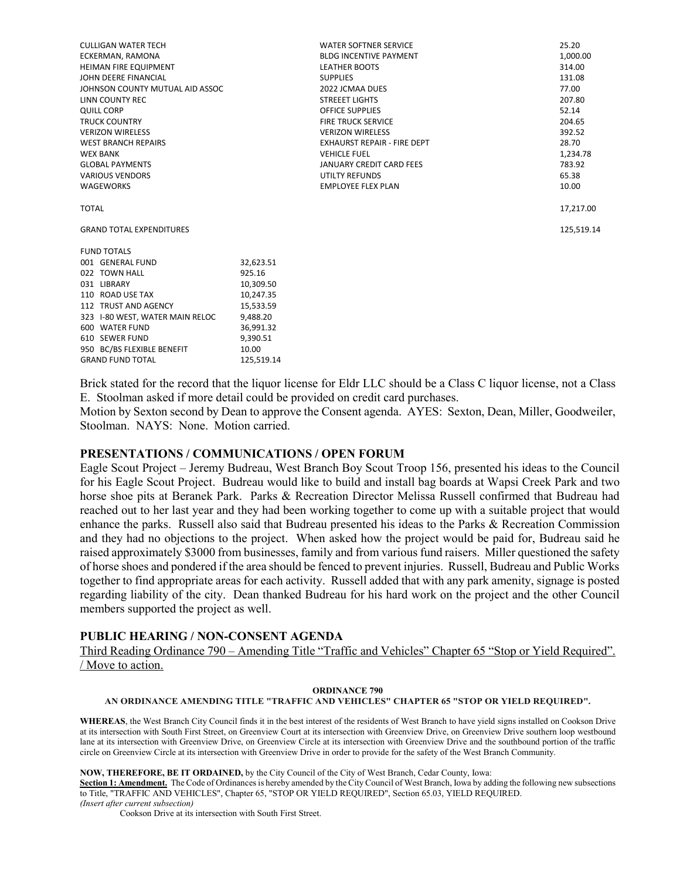| | | |
|---|---|---|
| CULLIGAN WATER TECH | WATER SOFTNER SERVICE | 25.20 |
| ECKERMAN, RAMONA | BLDG INCENTIVE PAYMENT | 1,000.00 |
| HEIMAN FIRE EQUIPMENT | LEATHER BOOTS | 314.00 |
| JOHN DEERE FINANCIAL | SUPPLIES | 131.08 |
| JOHNSON COUNTY MUTUAL AID ASSOC | 2022 JCMAA DUES | 77.00 |
| LINN COUNTY REC | STREEET LIGHTS | 207.80 |
| QUILL CORP | OFFICE SUPPLIES | 52.14 |
| TRUCK COUNTRY | FIRE TRUCK SERVICE | 204.65 |
| VERIZON WIRELESS | VERIZON WIRELESS | 392.52 |
| WEST BRANCH REPAIRS | EXHAURST REPAIR - FIRE DEPT | 28.70 |
| WEX BANK | VEHICLE FUEL | 1,234.78 |
| GLOBAL PAYMENTS | JANUARY CREDIT CARD FEES | 783.92 |
| VARIOUS VENDORS | UTILTY REFUNDS | 65.38 |
| WAGEWORKS | EMPLOYEE FLEX PLAN | 10.00 |
| TOTAL | | 17,217.00 |
| GRAND TOTAL EXPENDITURES | | 125,519.14 |

| FUND TOTALS | |
|---|---|
| 001 GENERAL FUND | 32,623.51 |
| 022 TOWN HALL | 925.16 |
| 031 LIBRARY | 10,309.50 |
| 110 ROAD USE TAX | 10,247.35 |
| 112 TRUST AND AGENCY | 15,533.59 |
| 323 I-80 WEST, WATER MAIN RELOC | 9,488.20 |
| 600 WATER FUND | 36,991.32 |
| 610 SEWER FUND | 9,390.51 |
| 950 BC/BS FLEXIBLE BENEFIT | 10.00 |
| GRAND FUND TOTAL | 125,519.14 |

Brick stated for the record that the liquor license for Eldr LLC should be a Class C liquor license, not a Class E. Stoolman asked if more detail could be provided on credit card purchases.

Motion by Sexton second by Dean to approve the Consent agenda. AYES: Sexton, Dean, Miller, Goodweiler, Stoolman. NAYS: None. Motion carried.

## PRESENTATIONS / COMMUNICATIONS / OPEN FORUM

Eagle Scout Project – Jeremy Budreau, West Branch Boy Scout Troop 156, presented his ideas to the Council for his Eagle Scout Project. Budreau would like to build and install bag boards at Wapsi Creek Park and two horse shoe pits at Beranek Park. Parks & Recreation Director Melissa Russell confirmed that Budreau had reached out to her last year and they had been working together to come up with a suitable project that would enhance the parks. Russell also said that Budreau presented his ideas to the Parks & Recreation Commission and they had no objections to the project. When asked how the project would be paid for, Budreau said he raised approximately $3000 from businesses, family and from various fund raisers. Miller questioned the safety of horse shoes and pondered if the area should be fenced to prevent injuries. Russell, Budreau and Public Works together to find appropriate areas for each activity. Russell added that with any park amenity, signage is posted regarding liability of the city. Dean thanked Budreau for his hard work on the project and the other Council members supported the project as well.

## PUBLIC HEARING / NON-CONSENT AGENDA

Third Reading Ordinance 790 – Amending Title "Traffic and Vehicles" Chapter 65 "Stop or Yield Required". / Move to action.

**ORDINANCE 790**

**AN ORDINANCE AMENDING TITLE "TRAFFIC AND VEHICLES" CHAPTER 65 "STOP OR YIELD REQUIRED".**

**WHEREAS**, the West Branch City Council finds it in the best interest of the residents of West Branch to have yield signs installed on Cookson Drive at its intersection with South First Street, on Greenview Court at its intersection with Greenview Drive, on Greenview Drive southern loop westbound lane at its intersection with Greenview Drive, on Greenview Circle at its intersection with Greenview Drive and the southbound portion of the traffic circle on Greenview Circle at its intersection with Greenview Drive in order to provide for the safety of the West Branch Community.

**NOW, THEREFORE, BE IT ORDAINED,** by the City Council of the City of West Branch, Cedar County, Iowa:

**Section 1: Amendment.** The Code of Ordinances is hereby amended by the City Council of West Branch, Iowa by adding the following new subsections to Title, "TRAFFIC AND VEHICLES", Chapter 65, "STOP OR YIELD REQUIRED", Section 65.03, YIELD REQUIRED.

*(Insert after current subsection)*

Cookson Drive at its intersection with South First Street.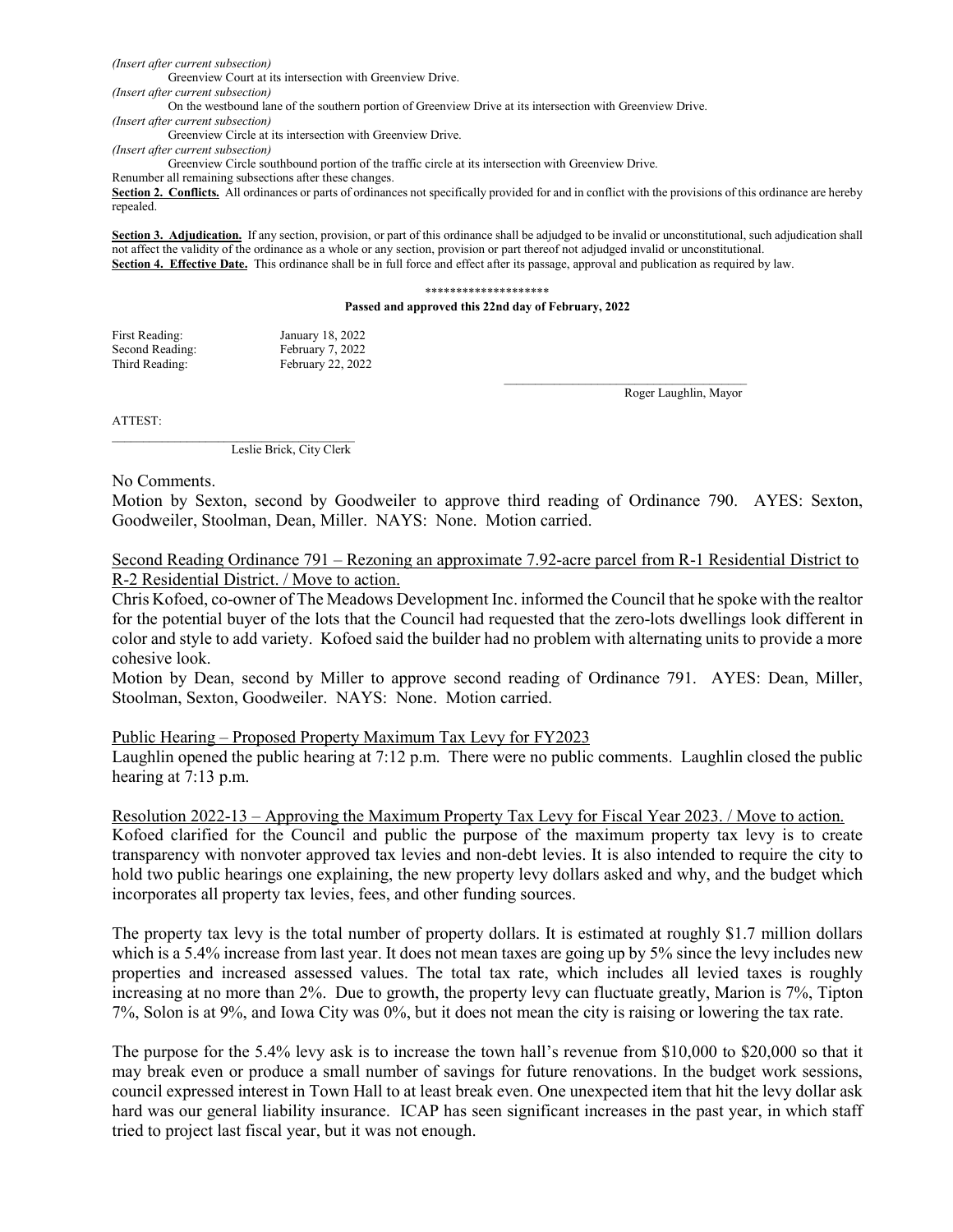*(Insert after current subsection)*

Greenview Court at its intersection with Greenview Drive.

*(Insert after current subsection)*

On the westbound lane of the southern portion of Greenview Drive at its intersection with Greenview Drive.

*(Insert after current subsection)*

Greenview Circle at its intersection with Greenview Drive.

*(Insert after current subsection)*

Greenview Circle southbound portion of the traffic circle at its intersection with Greenview Drive.

Renumber all remaining subsections after these changes.

**Section 2. Conflicts.** All ordinances or parts of ordinances not specifically provided for and in conflict with the provisions of this ordinance are hereby repealed.

**Section 3. Adjudication.** If any section, provision, or part of this ordinance shall be adjudged to be invalid or unconstitutional, such adjudication shall not affect the validity of the ordinance as a whole or any section, provision or part thereof not adjudged invalid or unconstitutional.

**Section 4. Effective Date.** This ordinance shall be in full force and effect after its passage, approval and publication as required by law.

********************

**Passed and approved this 22nd day of February, 2022**

First Reading: January 18, 2022
Second Reading: February 7, 2022
Third Reading: February 22, 2022

\_\_\_\_\_\_\_\_\_\_\_\_\_\_\_\_\_\_\_\_\_\_\_\_\_\_\_\_\_\_\_\_\_\_\_\_\_\_\_
Roger Laughlin, Mayor

ATTEST:

\_\_\_\_\_\_\_\_\_\_\_\_\_\_\_\_\_\_\_\_\_\_\_\_\_\_\_\_\_\_\_\_\_\_\_\_\_\_\_
Leslie Brick, City Clerk

No Comments.

Motion by Sexton, second by Goodweiler to approve third reading of Ordinance 790. AYES: Sexton, Goodweiler, Stoolman, Dean, Miller. NAYS: None. Motion carried.

<u>Second Reading Ordinance 791 – Rezoning an approximate 7.92-acre parcel from R-1 Residential District to R-2 Residential District. / Move to action.</u>

Chris Kofoed, co-owner of The Meadows Development Inc. informed the Council that he spoke with the realtor for the potential buyer of the lots that the Council had requested that the zero-lots dwellings look different in color and style to add variety. Kofoed said the builder had no problem with alternating units to provide a more cohesive look.

Motion by Dean, second by Miller to approve second reading of Ordinance 791. AYES: Dean, Miller, Stoolman, Sexton, Goodweiler. NAYS: None. Motion carried.

<u>Public Hearing – Proposed Property Maximum Tax Levy for FY2023</u>

Laughlin opened the public hearing at 7:12 p.m. There were no public comments. Laughlin closed the public hearing at 7:13 p.m.

<u>Resolution 2022-13 – Approving the Maximum Property Tax Levy for Fiscal Year 2023. / Move to action.</u>

Kofoed clarified for the Council and public the purpose of the maximum property tax levy is to create transparency with nonvoter approved tax levies and non-debt levies. It is also intended to require the city to hold two public hearings one explaining, the new property levy dollars asked and why, and the budget which incorporates all property tax levies, fees, and other funding sources.

The property tax levy is the total number of property dollars. It is estimated at roughly $1.7 million dollars which is a 5.4% increase from last year. It does not mean taxes are going up by 5% since the levy includes new properties and increased assessed values. The total tax rate, which includes all levied taxes is roughly increasing at no more than 2%. Due to growth, the property levy can fluctuate greatly, Marion is 7%, Tipton 7%, Solon is at 9%, and Iowa City was 0%, but it does not mean the city is raising or lowering the tax rate.

The purpose for the 5.4% levy ask is to increase the town hall's revenue from $10,000 to $20,000 so that it may break even or produce a small number of savings for future renovations. In the budget work sessions, council expressed interest in Town Hall to at least break even. One unexpected item that hit the levy dollar ask hard was our general liability insurance. ICAP has seen significant increases in the past year, in which staff tried to project last fiscal year, but it was not enough.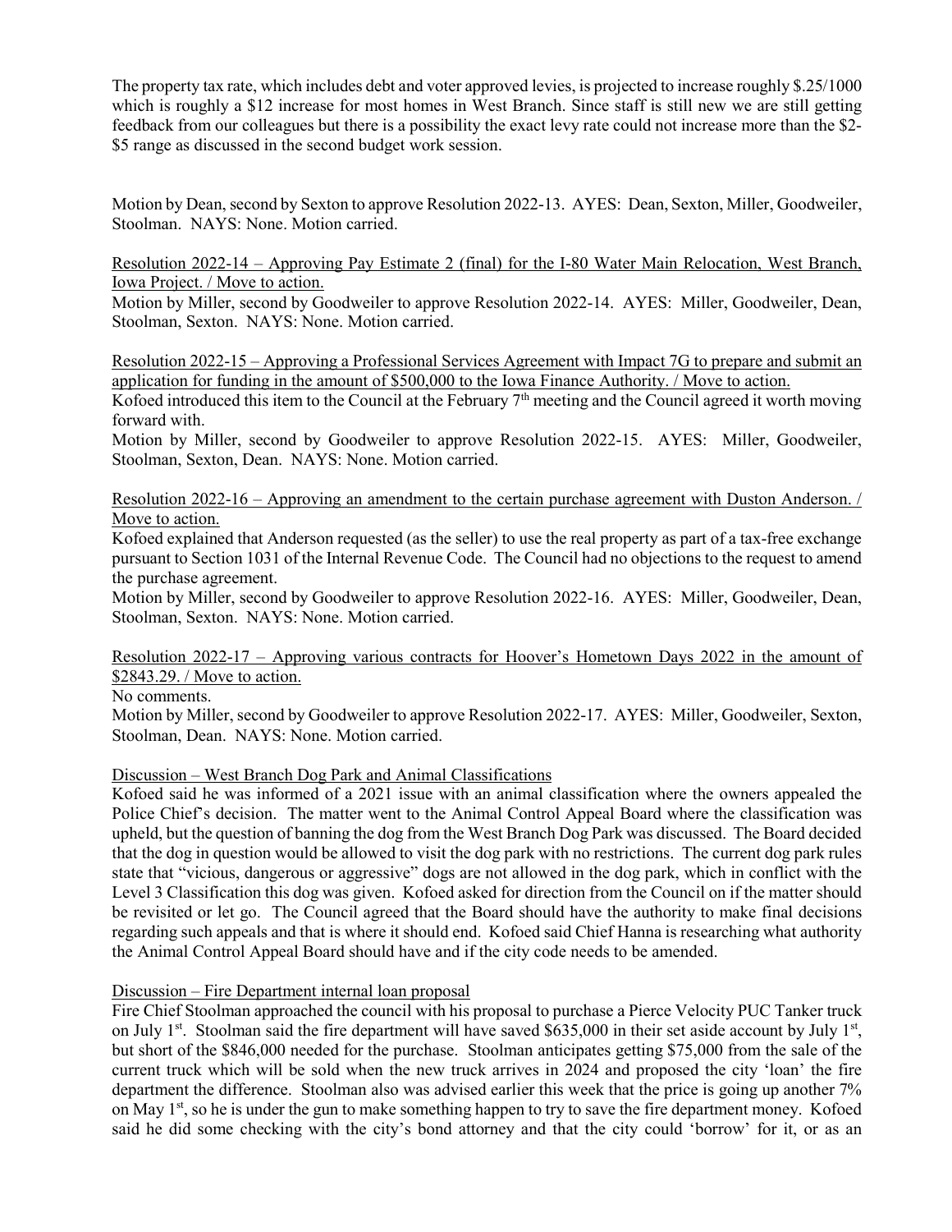The property tax rate, which includes debt and voter approved levies, is projected to increase roughly $.25/1000 which is roughly a $12 increase for most homes in West Branch. Since staff is still new we are still getting feedback from our colleagues but there is a possibility the exact levy rate could not increase more than the $2-$5 range as discussed in the second budget work session.

Motion by Dean, second by Sexton to approve Resolution 2022-13. AYES: Dean, Sexton, Miller, Goodweiler, Stoolman. NAYS: None. Motion carried.

Resolution 2022-14 – Approving Pay Estimate 2 (final) for the I-80 Water Main Relocation, West Branch, Iowa Project. / Move to action.

Motion by Miller, second by Goodweiler to approve Resolution 2022-14. AYES: Miller, Goodweiler, Dean, Stoolman, Sexton. NAYS: None. Motion carried.

Resolution 2022-15 – Approving a Professional Services Agreement with Impact 7G to prepare and submit an application for funding in the amount of $500,000 to the Iowa Finance Authority. / Move to action.

Kofoed introduced this item to the Council at the February 7th meeting and the Council agreed it worth moving forward with.

Motion by Miller, second by Goodweiler to approve Resolution 2022-15. AYES: Miller, Goodweiler, Stoolman, Sexton, Dean. NAYS: None. Motion carried.

Resolution 2022-16 – Approving an amendment to the certain purchase agreement with Duston Anderson. / Move to action.

Kofoed explained that Anderson requested (as the seller) to use the real property as part of a tax-free exchange pursuant to Section 1031 of the Internal Revenue Code. The Council had no objections to the request to amend the purchase agreement.

Motion by Miller, second by Goodweiler to approve Resolution 2022-16. AYES: Miller, Goodweiler, Dean, Stoolman, Sexton. NAYS: None. Motion carried.

Resolution 2022-17 – Approving various contracts for Hoover's Hometown Days 2022 in the amount of $2843.29. / Move to action.

No comments.

Motion by Miller, second by Goodweiler to approve Resolution 2022-17. AYES: Miller, Goodweiler, Sexton, Stoolman, Dean. NAYS: None. Motion carried.

Discussion – West Branch Dog Park and Animal Classifications

Kofoed said he was informed of a 2021 issue with an animal classification where the owners appealed the Police Chief's decision. The matter went to the Animal Control Appeal Board where the classification was upheld, but the question of banning the dog from the West Branch Dog Park was discussed. The Board decided that the dog in question would be allowed to visit the dog park with no restrictions. The current dog park rules state that "vicious, dangerous or aggressive" dogs are not allowed in the dog park, which in conflict with the Level 3 Classification this dog was given. Kofoed asked for direction from the Council on if the matter should be revisited or let go. The Council agreed that the Board should have the authority to make final decisions regarding such appeals and that is where it should end. Kofoed said Chief Hanna is researching what authority the Animal Control Appeal Board should have and if the city code needs to be amended.

Discussion – Fire Department internal loan proposal

Fire Chief Stoolman approached the council with his proposal to purchase a Pierce Velocity PUC Tanker truck on July 1st. Stoolman said the fire department will have saved $635,000 in their set aside account by July 1st, but short of the $846,000 needed for the purchase. Stoolman anticipates getting $75,000 from the sale of the current truck which will be sold when the new truck arrives in 2024 and proposed the city 'loan' the fire department the difference. Stoolman also was advised earlier this week that the price is going up another 7% on May 1st, so he is under the gun to make something happen to try to save the fire department money. Kofoed said he did some checking with the city's bond attorney and that the city could 'borrow' for it, or as an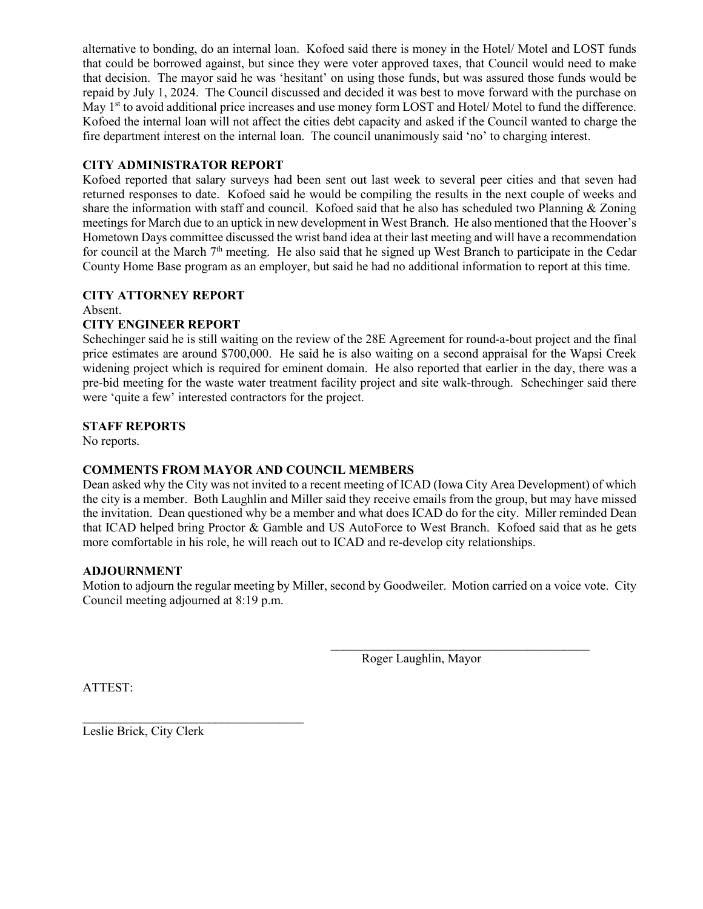alternative to bonding, do an internal loan. Kofoed said there is money in the Hotel/ Motel and LOST funds that could be borrowed against, but since they were voter approved taxes, that Council would need to make that decision. The mayor said he was 'hesitant' on using those funds, but was assured those funds would be repaid by July 1, 2024. The Council discussed and decided it was best to move forward with the purchase on May 1st to avoid additional price increases and use money form LOST and Hotel/ Motel to fund the difference. Kofoed the internal loan will not affect the cities debt capacity and asked if the Council wanted to charge the fire department interest on the internal loan. The council unanimously said 'no' to charging interest.

**CITY ADMINISTRATOR REPORT**

Kofoed reported that salary surveys had been sent out last week to several peer cities and that seven had returned responses to date. Kofoed said he would be compiling the results in the next couple of weeks and share the information with staff and council. Kofoed said that he also has scheduled two Planning & Zoning meetings for March due to an uptick in new development in West Branch. He also mentioned that the Hoover's Hometown Days committee discussed the wrist band idea at their last meeting and will have a recommendation for council at the March 7th meeting. He also said that he signed up West Branch to participate in the Cedar County Home Base program as an employer, but said he had no additional information to report at this time.

**CITY ATTORNEY REPORT**

Absent.

**CITY ENGINEER REPORT**

Schechinger said he is still waiting on the review of the 28E Agreement for round-a-bout project and the final price estimates are around $700,000. He said he is also waiting on a second appraisal for the Wapsi Creek widening project which is required for eminent domain. He also reported that earlier in the day, there was a pre-bid meeting for the waste water treatment facility project and site walk-through. Schechinger said there were 'quite a few' interested contractors for the project.

**STAFF REPORTS**

No reports.

**COMMENTS FROM MAYOR AND COUNCIL MEMBERS**

Dean asked why the City was not invited to a recent meeting of ICAD (Iowa City Area Development) of which the city is a member. Both Laughlin and Miller said they receive emails from the group, but may have missed the invitation. Dean questioned why be a member and what does ICAD do for the city. Miller reminded Dean that ICAD helped bring Proctor & Gamble and US AutoForce to West Branch. Kofoed said that as he gets more comfortable in his role, he will reach out to ICAD and re-develop city relationships.

**ADJOURNMENT**

Motion to adjourn the regular meeting by Miller, second by Goodweiler. Motion carried on a voice vote. City Council meeting adjourned at 8:19 p.m.

\_\_\_\_\_\_\_\_\_\_\_\_\_\_\_\_\_\_\_\_\_\_\_\_\_\_\_\_\_\_\_\_\_\_\_\_\_\_\_\_\_\_\_\_
Roger Laughlin, Mayor

ATTEST:

\_\_\_\_\_\_\_\_\_\_\_\_\_\_\_\_\_\_\_\_\_\_\_\_\_\_\_\_\_\_\_\_\_\_\_\_\_
Leslie Brick, City Clerk